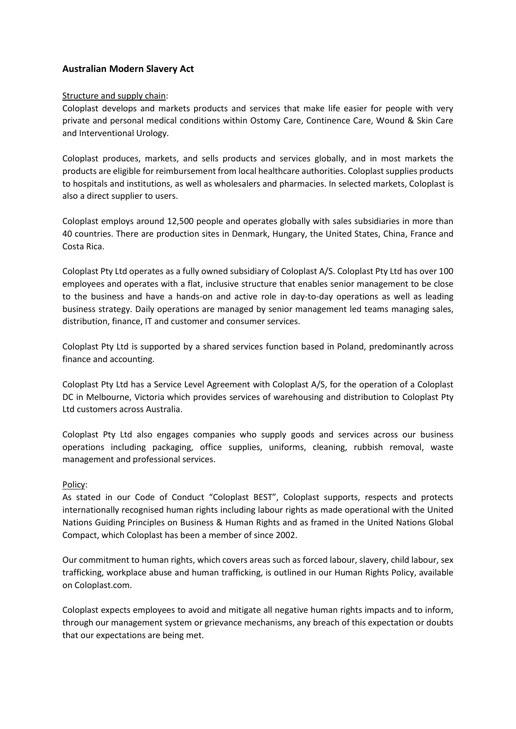## Australian Modern Slavery Act

Structure and supply chain:

Coloplast develops and markets products and services that make life easier for people with very private and personal medical conditions within Ostomy Care, Continence Care, Wound & Skin Care and Interventional Urology.

Coloplast produces, markets, and sells products and services globally, and in most markets the products are eligible for reimbursement from local healthcare authorities. Coloplast supplies products to hospitals and institutions, as well as wholesalers and pharmacies. In selected markets, Coloplast is also a direct supplier to users.

Coloplast employs around 12,500 people and operates globally with sales subsidiaries in more than 40 countries. There are production sites in Denmark, Hungary, the United States, China, France and Costa Rica.

Coloplast Pty Ltd operates as a fully owned subsidiary of Coloplast A/S. Coloplast Pty Ltd has over 100 employees and operates with a flat, inclusive structure that enables senior management to be close to the business and have a hands-on and active role in day-to-day operations as well as leading business strategy. Daily operations are managed by senior management led teams managing sales, distribution, finance, IT and customer and consumer services.

Coloplast Pty Ltd is supported by a shared services function based in Poland, predominantly across finance and accounting.

Coloplast Pty Ltd has a Service Level Agreement with Coloplast A/S, for the operation of a Coloplast DC in Melbourne, Victoria which provides services of warehousing and distribution to Coloplast Pty Ltd customers across Australia.

Coloplast Pty Ltd also engages companies who supply goods and services across our business operations including packaging, office supplies, uniforms, cleaning, rubbish removal, waste management and professional services.

Policy:

As stated in our Code of Conduct "Coloplast BEST", Coloplast supports, respects and protects internationally recognised human rights including labour rights as made operational with the United Nations Guiding Principles on Business & Human Rights and as framed in the United Nations Global Compact, which Coloplast has been a member of since 2002.

Our commitment to human rights, which covers areas such as forced labour, slavery, child labour, sex trafficking, workplace abuse and human trafficking, is outlined in our Human Rights Policy, available on Coloplast.com.

Coloplast expects employees to avoid and mitigate all negative human rights impacts and to inform, through our management system or grievance mechanisms, any breach of this expectation or doubts that our expectations are being met.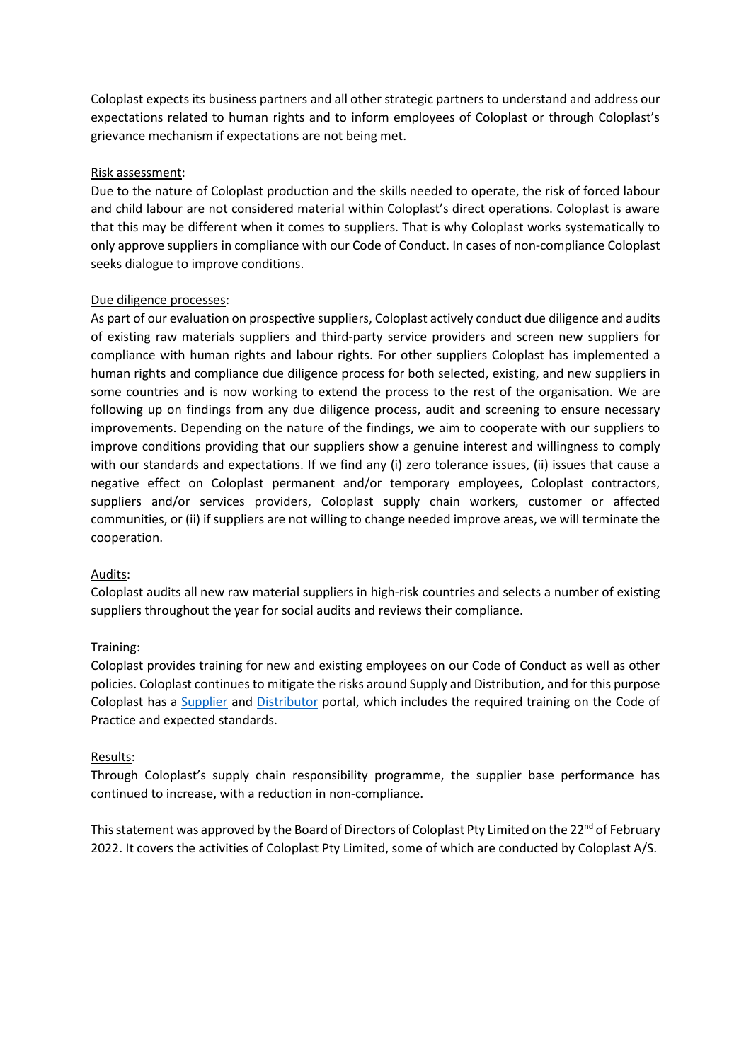Coloplast expects its business partners and all other strategic partners to understand and address our expectations related to human rights and to inform employees of Coloplast or through Coloplast's grievance mechanism if expectations are not being met.

<u>Risk assessment</u>:

Due to the nature of Coloplast production and the skills needed to operate, the risk of forced labour and child labour are not considered material within Coloplast's direct operations. Coloplast is aware that this may be different when it comes to suppliers. That is why Coloplast works systematically to only approve suppliers in compliance with our Code of Conduct. In cases of non-compliance Coloplast seeks dialogue to improve conditions.

<u>Due diligence processes</u>:

As part of our evaluation on prospective suppliers, Coloplast actively conduct due diligence and audits of existing raw materials suppliers and third-party service providers and screen new suppliers for compliance with human rights and labour rights. For other suppliers Coloplast has implemented a human rights and compliance due diligence process for both selected, existing, and new suppliers in some countries and is now working to extend the process to the rest of the organisation. We are following up on findings from any due diligence process, audit and screening to ensure necessary improvements. Depending on the nature of the findings, we aim to cooperate with our suppliers to improve conditions providing that our suppliers show a genuine interest and willingness to comply with our standards and expectations. If we find any (i) zero tolerance issues, (ii) issues that cause a negative effect on Coloplast permanent and/or temporary employees, Coloplast contractors, suppliers and/or services providers, Coloplast supply chain workers, customer or affected communities, or (ii) if suppliers are not willing to change needed improve areas, we will terminate the cooperation.

<u>Audits</u>:

Coloplast audits all new raw material suppliers in high-risk countries and selects a number of existing suppliers throughout the year for social audits and reviews their compliance.

<u>Training</u>:

Coloplast provides training for new and existing employees on our Code of Conduct as well as other policies. Coloplast continues to mitigate the risks around Supply and Distribution, and for this purpose Coloplast has a Supplier and Distributor portal, which includes the required training on the Code of Practice and expected standards.

<u>Results</u>:

Through Coloplast's supply chain responsibility programme, the supplier base performance has continued to increase, with a reduction in non-compliance.

This statement was approved by the Board of Directors of Coloplast Pty Limited on the 22nd of February 2022. It covers the activities of Coloplast Pty Limited, some of which are conducted by Coloplast A/S.